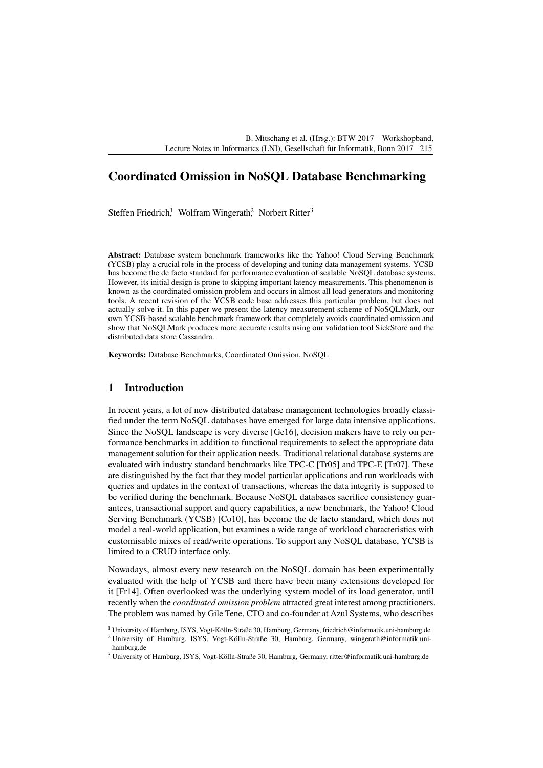# Coordinated Omission in NoSQL Database Benchmarking

Steffen Friedrich[1], Wolfram Wingerath[2], Norbert Ritter[3]

**Abstract:** Database system benchmark frameworks like the Yahoo! Cloud Serving Benchmark (YCSB) play a crucial role in the process of developing and tuning data management systems. YCSB has become the de facto standard for performance evaluation of scalable NoSQL database systems. However, its initial design is prone to skipping important latency measurements. This phenomenon is known as the coordinated omission problem and occurs in almost all load generators and monitoring tools. A recent revision of the YCSB code base addresses this particular problem, but does not actually solve it. In this paper we present the latency measurement scheme of NoSQLMark, our own YCSB-based scalable benchmark framework that completely avoids coordinated omission and show that NoSQLMark produces more accurate results using our validation tool SickStore and the distributed data store Cassandra.

**Keywords:** Database Benchmarks, Coordinated Omission, NoSQL

## 1 Introduction

In recent years, a lot of new distributed database management technologies broadly classified under the term NoSQL databases have emerged for large data intensive applications. Since the NoSQL landscape is very diverse [Ge16], decision makers have to rely on performance benchmarks in addition to functional requirements to select the appropriate data management solution for their application needs. Traditional relational database systems are evaluated with industry standard benchmarks like TPC-C [Tr05] and TPC-E [Tr07]. These are distinguished by the fact that they model particular applications and run workloads with queries and updates in the context of transactions, whereas the data integrity is supposed to be verified during the benchmark. Because NoSQL databases sacrifice consistency guarantees, transactional support and query capabilities, a new benchmark, the Yahoo! Cloud Serving Benchmark (YCSB) [Co10], has become the de facto standard, which does not model a real-world application, but examines a wide range of workload characteristics with customisable mixes of read/write operations. To support any NoSQL database, YCSB is limited to a CRUD interface only.

Nowadays, almost every new research on the NoSQL domain has been experimentally evaluated with the help of YCSB and there have been many extensions developed for it [Fr14]. Often overlooked was the underlying system model of its load generator, until recently when the *coordinated omission problem* attracted great interest among practitioners. The problem was named by Gile Tene, CTO and co-founder at Azul Systems, who describes

[1] University of Hamburg, ISYS, Vogt-Kölln-Straße 30, Hamburg, Germany, friedrich@informatik.uni-hamburg.de

[2] University of Hamburg, ISYS, Vogt-Kölln-Straße 30, Hamburg, Germany, wingerath@informatik.uni-hamburg.de

[3] University of Hamburg, ISYS, Vogt-Kölln-Straße 30, Hamburg, Germany, ritter@informatik.uni-hamburg.de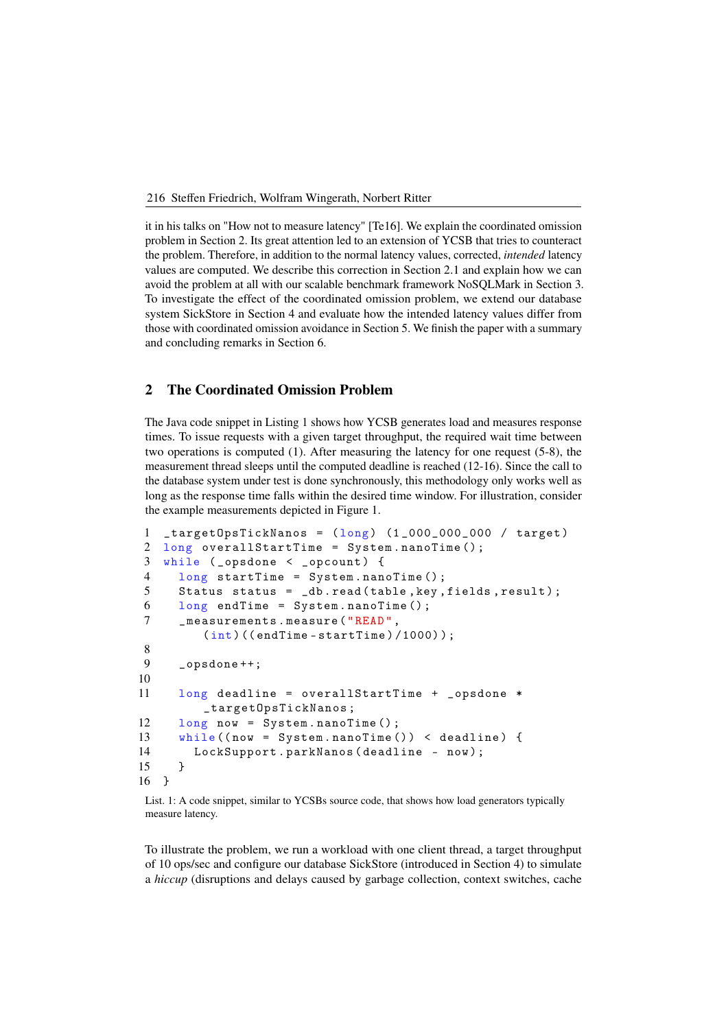it in his talks on "How not to measure latency" [Te16]. We explain the coordinated omission problem in Section 2. Its great attention led to an extension of YCSB that tries to counteract the problem. Therefore, in addition to the normal latency values, corrected, *intended* latency values are computed. We describe this correction in Section 2.1 and explain how we can avoid the problem at all with our scalable benchmark framework NoSQLMark in Section 3. To investigate the effect of the coordinated omission problem, we extend our database system SickStore in Section 4 and evaluate how the intended latency values differ from those with coordinated omission avoidance in Section 5. We finish the paper with a summary and concluding remarks in Section 6.

## 2 The Coordinated Omission Problem

The Java code snippet in Listing 1 shows how YCSB generates load and measures response times. To issue requests with a given target throughput, the required wait time between two operations is computed (1). After measuring the latency for one request (5-8), the measurement thread sleeps until the computed deadline is reached (12-16). Since the call to the database system under test is done synchronously, this methodology only works well as long as the response time falls within the desired time window. For illustration, consider the example measurements depicted in Figure 1.

```
1  _targetOpsTickNanos = (long) (1_000_000_000 / target)
2  long overallStartTime = System.nanoTime();
3  while (_opsdone < _opcount) {
4    long startTime = System.nanoTime();
5    Status status = _db.read(table,key,fields,result);
6    long endTime = System.nanoTime();
7    _measurements.measure("READ",
        (int)((endTime-startTime)/1000));
8
9    _opsdone++;
10
11   long deadline = overallStartTime + _opsdone *
        _targetOpsTickNanos;
12   long now = System.nanoTime();
13   while((now = System.nanoTime()) < deadline) {
14     LockSupport.parkNanos(deadline - now);
15   }
16 }
```

List. 1: A code snippet, similar to YCSBs source code, that shows how load generators typically measure latency.

To illustrate the problem, we run a workload with one client thread, a target throughput of 10 ops/sec and configure our database SickStore (introduced in Section 4) to simulate a *hiccup* (disruptions and delays caused by garbage collection, context switches, cache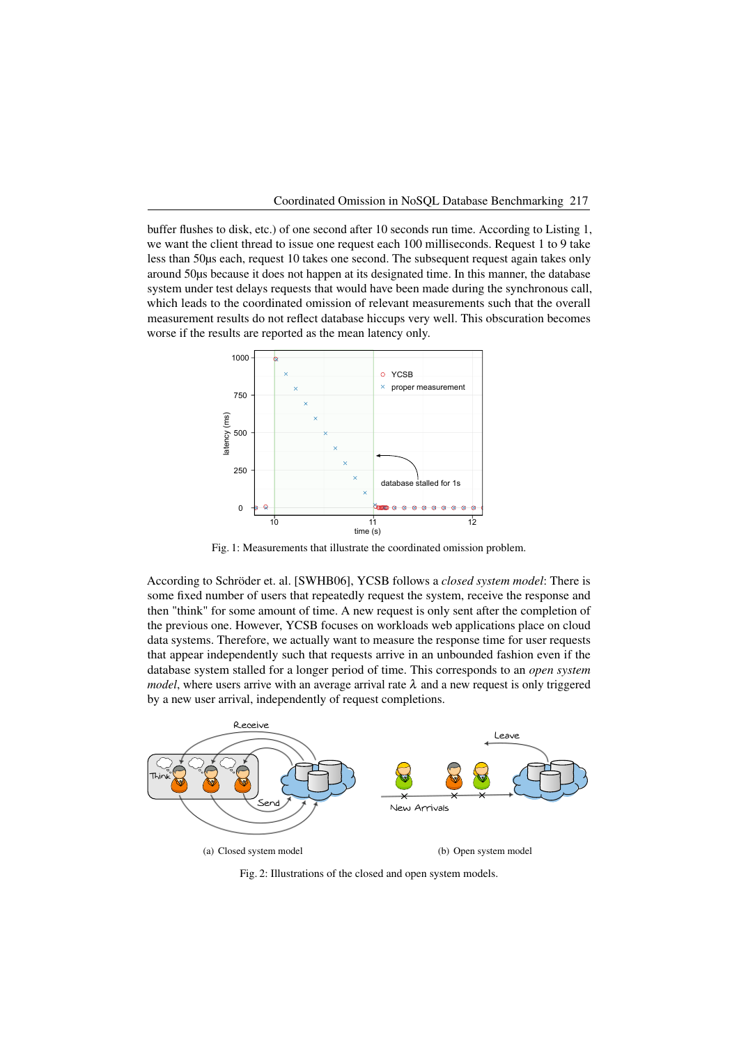buffer flushes to disk, etc.) of one second after 10 seconds run time. According to Listing 1, we want the client thread to issue one request each 100 milliseconds. Request 1 to 9 take less than 50µs each, request 10 takes one second. The subsequent request again takes only around 50µs because it does not happen at its designated time. In this manner, the database system under test delays requests that would have been made during the synchronous call, which leads to the coordinated omission of relevant measurements such that the overall measurement results do not reflect database hiccups very well. This obscuration becomes worse if the results are reported as the mean latency only.

Fig. 1: Measurements that illustrate the coordinated omission problem.

According to Schröder et. al. [SWHB06], YCSB follows a *closed system model*: There is some fixed number of users that repeatedly request the system, receive the response and then "think" for some amount of time. A new request is only sent after the completion of the previous one. However, YCSB focuses on workloads web applications place on cloud data systems. Therefore, we actually want to measure the response time for user requests that appear independently such that requests arrive in an unbounded fashion even if the database system stalled for a longer period of time. This corresponds to an *open system model*, where users arrive with an average arrival rate $\lambda$ and a new request is only triggered by a new user arrival, independently of request completions.

(a) Closed system model

(b) Open system model

Fig. 2: Illustrations of the closed and open system models.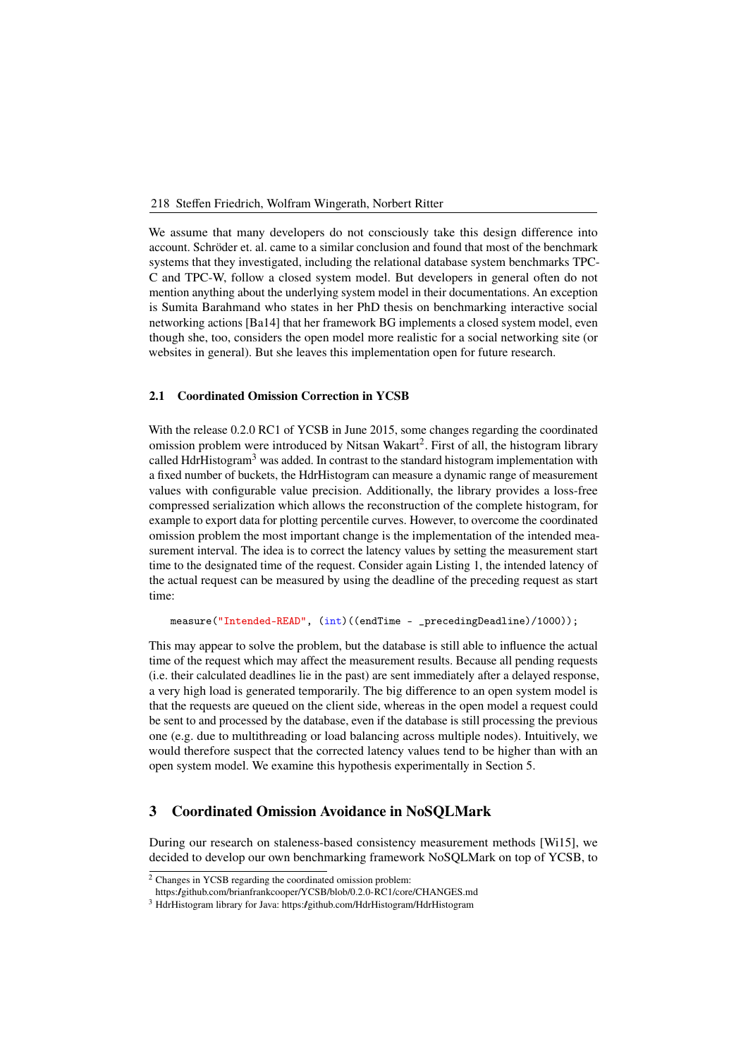We assume that many developers do not consciously take this design difference into account. Schröder et. al. came to a similar conclusion and found that most of the benchmark systems that they investigated, including the relational database system benchmarks TPC-C and TPC-W, follow a closed system model. But developers in general often do not mention anything about the underlying system model in their documentations. An exception is Sumita Barahmand who states in her PhD thesis on benchmarking interactive social networking actions [Ba14] that her framework BG implements a closed system model, even though she, too, considers the open model more realistic for a social networking site (or websites in general). But she leaves this implementation open for future research.

### 2.1 Coordinated Omission Correction in YCSB

With the release 0.2.0 RC1 of YCSB in June 2015, some changes regarding the coordinated omission problem were introduced by Nitsan Wakart[2]. First of all, the histogram library called HdrHistogram[3] was added. In contrast to the standard histogram implementation with a fixed number of buckets, the HdrHistogram can measure a dynamic range of measurement values with configurable value precision. Additionally, the library provides a loss-free compressed serialization which allows the reconstruction of the complete histogram, for example to export data for plotting percentile curves. However, to overcome the coordinated omission problem the most important change is the implementation of the intended measurement interval. The idea is to correct the latency values by setting the measurement start time to the designated time of the request. Consider again Listing 1, the intended latency of the actual request can be measured by using the deadline of the preceding request as start time:

```
measure("Intended-READ", (int)((endTime - _precedingDeadline)/1000));
```

This may appear to solve the problem, but the database is still able to influence the actual time of the request which may affect the measurement results. Because all pending requests (i.e. their calculated deadlines lie in the past) are sent immediately after a delayed response, a very high load is generated temporarily. The big difference to an open system model is that the requests are queued on the client side, whereas in the open model a request could be sent to and processed by the database, even if the database is still processing the previous one (e.g. due to multithreading or load balancing across multiple nodes). Intuitively, we would therefore suspect that the corrected latency values tend to be higher than with an open system model. We examine this hypothesis experimentally in Section 5.

## 3 Coordinated Omission Avoidance in NoSQLMark

During our research on staleness-based consistency measurement methods [Wi15], we decided to develop our own benchmarking framework NoSQLMark on top of YCSB, to

[2] Changes in YCSB regarding the coordinated omission problem: https://github.com/brianfrankcooper/YCSB/blob/0.2.0-RC1/core/CHANGES.md

[3] HdrHistogram library for Java: https://github.com/HdrHistogram/HdrHistogram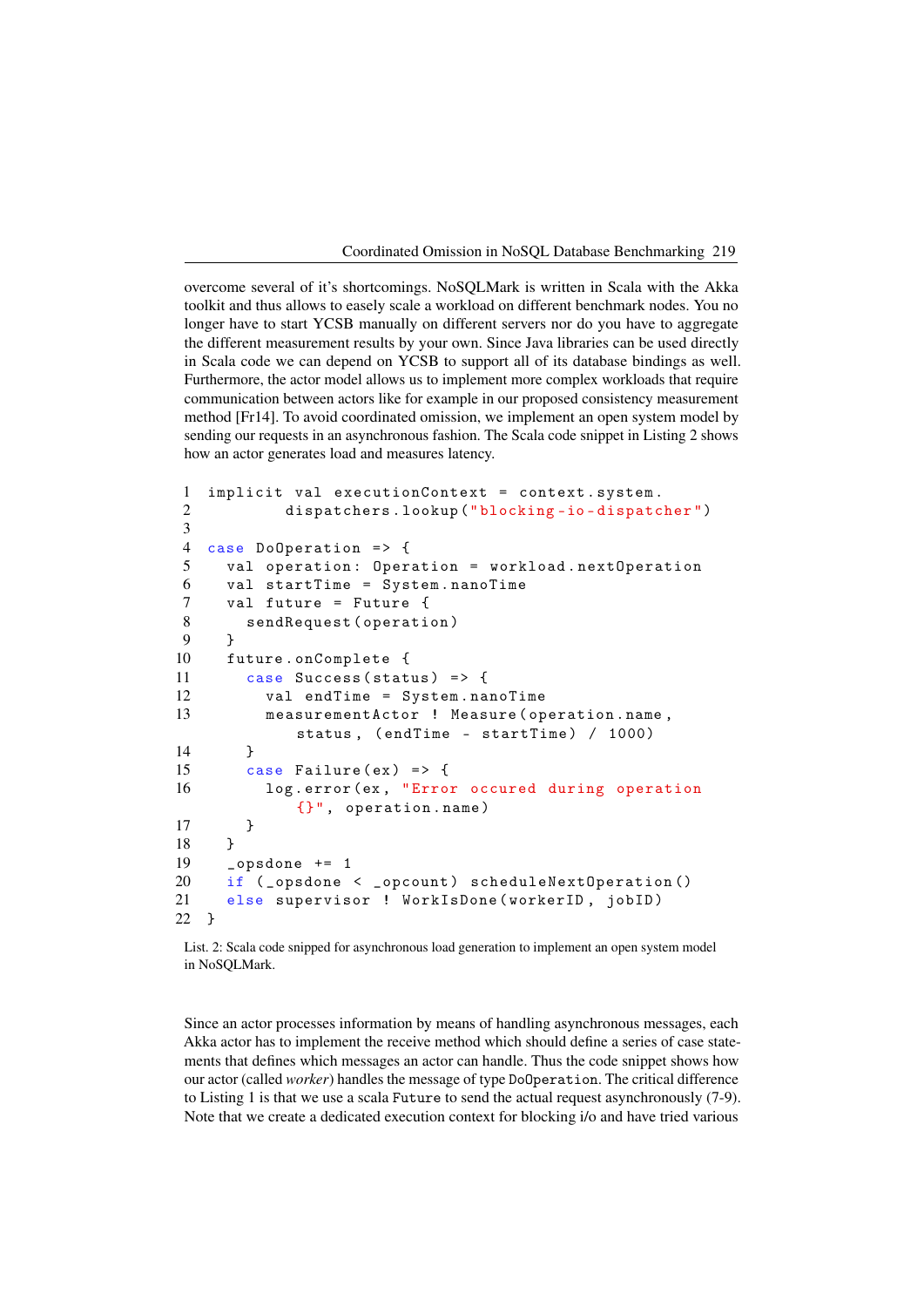overcome several of it's shortcomings. NoSQLMark is written in Scala with the Akka toolkit and thus allows to easely scale a workload on different benchmark nodes. You no longer have to start YCSB manually on different servers nor do you have to aggregate the different measurement results by your own. Since Java libraries can be used directly in Scala code we can depend on YCSB to support all of its database bindings as well. Furthermore, the actor model allows us to implement more complex workloads that require communication between actors like for example in our proposed consistency measurement method [Fr14]. To avoid coordinated omission, we implement an open system model by sending our requests in an asynchronous fashion. The Scala code snippet in Listing 2 shows how an actor generates load and measures latency.

```
1  implicit val executionContext = context.system.
2          dispatchers.lookup("blocking-io-dispatcher")
3
4  case DoOperation => {
5    val operation: Operation = workload.nextOperation
6    val startTime = System.nanoTime
7    val future = Future {
8      sendRequest(operation)
9    }
10   future.onComplete {
11     case Success(status) => {
12       val endTime = System.nanoTime
13       measurementActor ! Measure(operation.name,
            status, (endTime - startTime) / 1000)
14     }
15     case Failure(ex) => {
16       log.error(ex, "Error occured during operation
            {}", operation.name)
17     }
18   }
19   _opsdone += 1
20   if (_opsdone < _opcount) scheduleNextOperation()
21   else supervisor ! WorkIsDone(workerID, jobID)
22 }
```

List. 2: Scala code snipped for asynchronous load generation to implement an open system model in NoSQLMark.

Since an actor processes information by means of handling asynchronous messages, each Akka actor has to implement the receive method which should define a series of case statements that defines which messages an actor can handle. Thus the code snippet shows how our actor (called *worker*) handles the message of type `DoOperation`. The critical difference to Listing 1 is that we use a scala `Future` to send the actual request asynchronously (7-9). Note that we create a dedicated execution context for blocking i/o and have tried various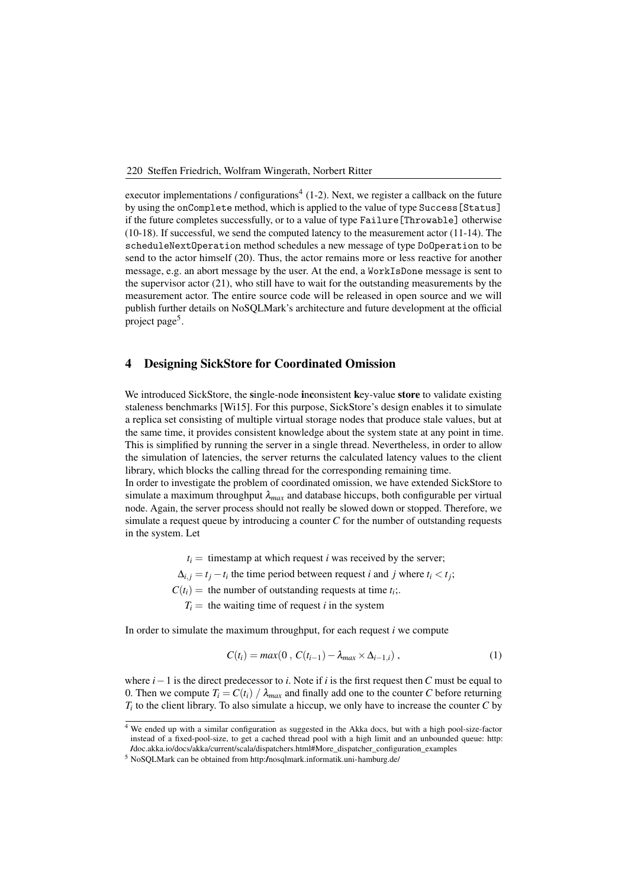executor implementations / configurations[4] (1-2). Next, we register a callback on the future by using the `onComplete` method, which is applied to the value of type `Success[Status]` if the future completes successfully, or to a value of type `Failure[Throwable]` otherwise (10-18). If successful, we send the computed latency to the measurement actor (11-14). The `scheduleNextOperation` method schedules a new message of type `DoOperation` to be send to the actor himself (20). Thus, the actor remains more or less reactive for another message, e.g. an abort message by the user. At the end, a `WorkIsDone` message is sent to the supervisor actor (21), who still have to wait for the outstanding measurements by the measurement actor. The entire source code will be released in open source and we will publish further details on NoSQLMark's architecture and future development at the official project page[5].

## 4 Designing SickStore for Coordinated Omission

We introduced SickStore, the **s**ingle-node **inc**onsistent **k**ey-value **store** to validate existing staleness benchmarks [Wi15]. For this purpose, SickStore's design enables it to simulate a replica set consisting of multiple virtual storage nodes that produce stale values, but at the same time, it provides consistent knowledge about the system state at any point in time. This is simplified by running the server in a single thread. Nevertheless, in order to allow the simulation of latencies, the server returns the calculated latency values to the client library, which blocks the calling thread for the corresponding remaining time.
In order to investigate the problem of coordinated omission, we have extended SickStore to simulate a maximum throughput $\lambda_{max}$ and database hiccups, both configurable per virtual node. Again, the server process should not really be slowed down or stopped. Therefore, we simulate a request queue by introducing a counter $C$ for the number of outstanding requests in the system. Let

$$
\begin{aligned}
t_i &= \text{ timestamp at which request } i \text{ was received by the server;} \\
\Delta_{i,j} &= t_j - t_i \text{ the time period between request } i \text{ and } j \text{ where } t_i < t_j; \\
C(t_i) &= \text{ the number of outstanding requests at time } t_i;. \\
T_i &= \text{ the waiting time of request } i \text{ in the system}
\end{aligned}
$$

In order to simulate the maximum throughput, for each request $i$ we compute

$$
C(t_i) = max(0\ ,\ C(t_{i-1}) - \lambda_{max} \times \Delta_{i-1,i})\ , \tag{1}
$$

where $i-1$ is the direct predecessor to $i$. Note if $i$ is the first request then $C$ must be equal to 0. Then we compute $T_i = C(t_i)\ /\ \lambda_{max}$ and finally add one to the counter $C$ before returning $T_i$ to the client library. To also simulate a hiccup, we only have to increase the counter $C$ by

[4] We ended up with a similar configuration as suggested in the Akka docs, but with a high pool-size-factor instead of a fixed-pool-size, to get a cached thread pool with a high limit and an unbounded queue: http://doc.akka.io/docs/akka/current/scala/dispatchers.html#More_dispatcher_configuration_examples

[5] NoSQLMark can be obtained from http://nosqlmark.informatik.uni-hamburg.de/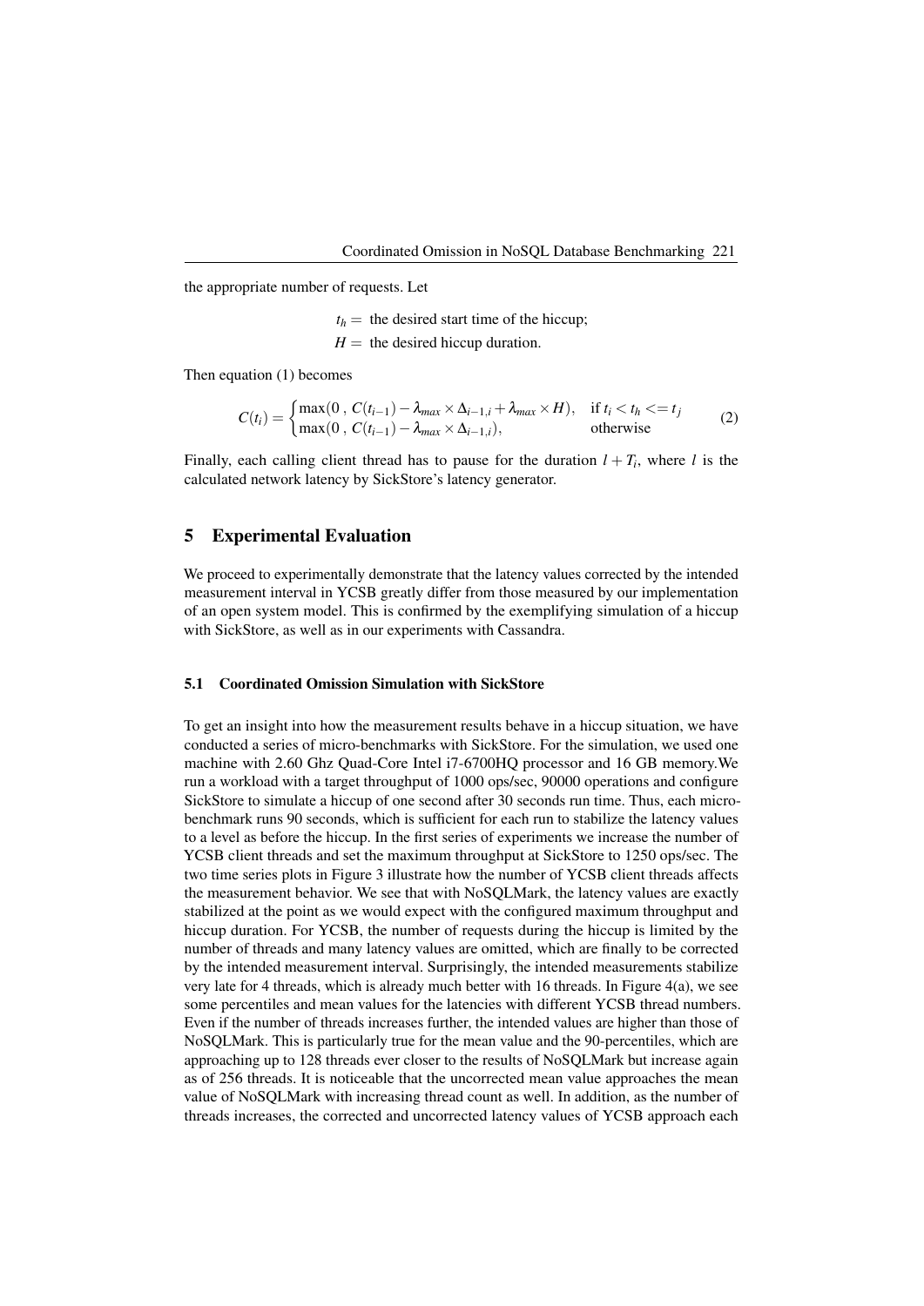the appropriate number of requests. Let

$t_h =$ the desired start time of the hiccup;

$H =$ the desired hiccup duration.

Then equation (1) becomes

$$C(t_i) = \begin{cases} \max(0\ ,\ C(t_{i-1}) - \lambda_{max} \times \Delta_{i-1,i} + \lambda_{max} \times H), & \text{if } t_i < t_h <= t_j \\ \max(0\ ,\ C(t_{i-1}) - \lambda_{max} \times \Delta_{i-1,i}), & \text{otherwise} \end{cases} \quad (2)$$

Finally, each calling client thread has to pause for the duration $l + T_i$, where $l$ is the calculated network latency by SickStore's latency generator.

## 5 Experimental Evaluation

We proceed to experimentally demonstrate that the latency values corrected by the intended measurement interval in YCSB greatly differ from those measured by our implementation of an open system model. This is confirmed by the exemplifying simulation of a hiccup with SickStore, as well as in our experiments with Cassandra.

### 5.1 Coordinated Omission Simulation with SickStore

To get an insight into how the measurement results behave in a hiccup situation, we have conducted a series of micro-benchmarks with SickStore. For the simulation, we used one machine with 2.60 Ghz Quad-Core Intel i7-6700HQ processor and 16 GB memory.We run a workload with a target throughput of 1000 ops/sec, 90000 operations and configure SickStore to simulate a hiccup of one second after 30 seconds run time. Thus, each micro-benchmark runs 90 seconds, which is sufficient for each run to stabilize the latency values to a level as before the hiccup. In the first series of experiments we increase the number of YCSB client threads and set the maximum throughput at SickStore to 1250 ops/sec. The two time series plots in Figure 3 illustrate how the number of YCSB client threads affects the measurement behavior. We see that with NoSQLMark, the latency values are exactly stabilized at the point as we would expect with the configured maximum throughput and hiccup duration. For YCSB, the number of requests during the hiccup is limited by the number of threads and many latency values are omitted, which are finally to be corrected by the intended measurement interval. Surprisingly, the intended measurements stabilize very late for 4 threads, which is already much better with 16 threads. In Figure 4(a), we see some percentiles and mean values for the latencies with different YCSB thread numbers. Even if the number of threads increases further, the intended values are higher than those of NoSQLMark. This is particularly true for the mean value and the 90-percentiles, which are approaching up to 128 threads ever closer to the results of NoSQLMark but increase again as of 256 threads. It is noticeable that the uncorrected mean value approaches the mean value of NoSQLMark with increasing thread count as well. In addition, as the number of threads increases, the corrected and uncorrected latency values of YCSB approach each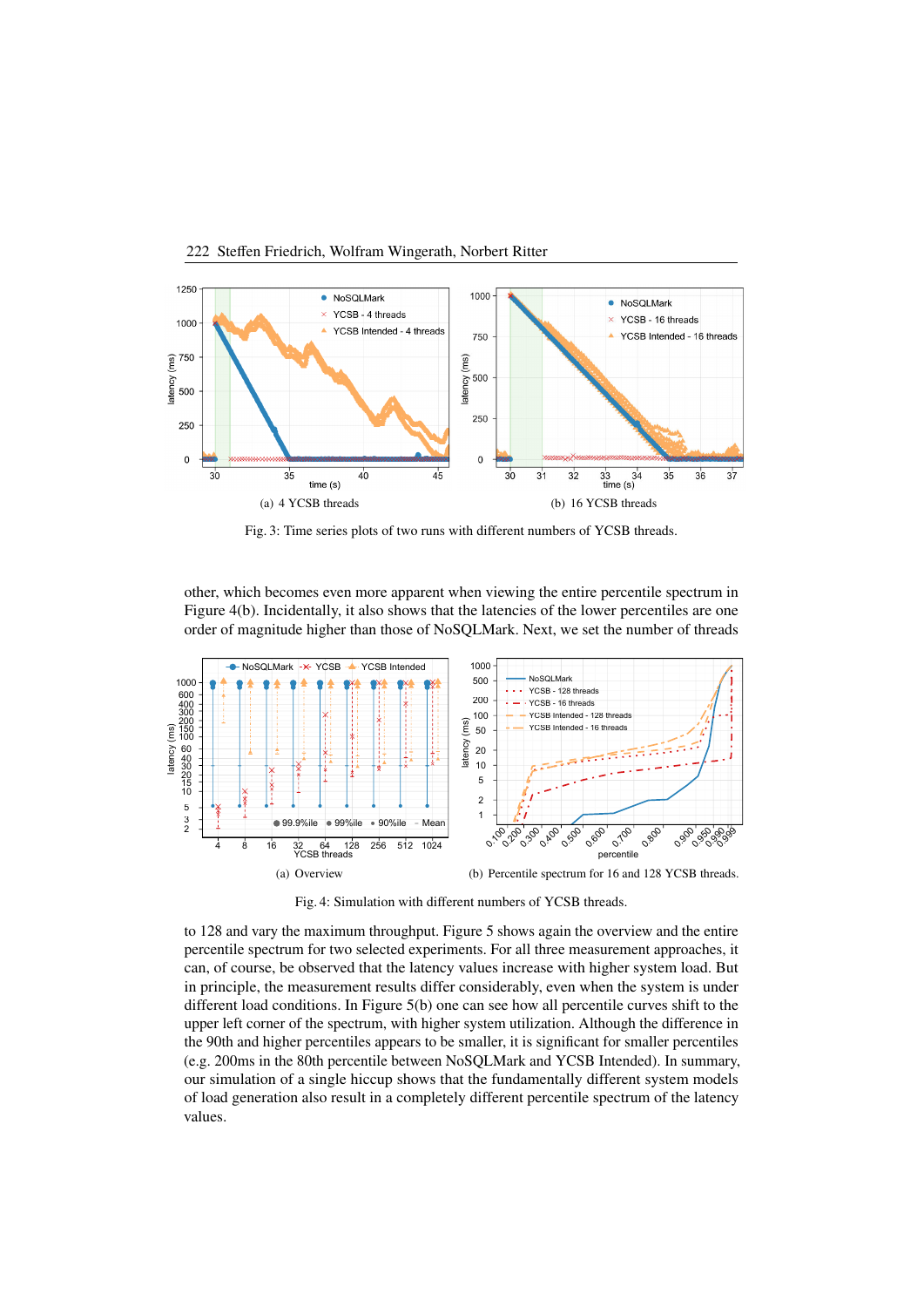(a) 4 YCSB threads

(b) 16 YCSB threads

Fig. 3: Time series plots of two runs with different numbers of YCSB threads.

other, which becomes even more apparent when viewing the entire percentile spectrum in Figure 4(b). Incidentally, it also shows that the latencies of the lower percentiles are one order of magnitude higher than those of NoSQLMark. Next, we set the number of threads

(a) Overview

(b) Percentile spectrum for 16 and 128 YCSB threads.

Fig. 4: Simulation with different numbers of YCSB threads.

to 128 and vary the maximum throughput. Figure 5 shows again the overview and the entire percentile spectrum for two selected experiments. For all three measurement approaches, it can, of course, be observed that the latency values increase with higher system load. But in principle, the measurement results differ considerably, even when the system is under different load conditions. In Figure 5(b) one can see how all percentile curves shift to the upper left corner of the spectrum, with higher system utilization. Although the difference in the 90th and higher percentiles appears to be smaller, it is significant for smaller percentiles (e.g. 200ms in the 80th percentile between NoSQLMark and YCSB Intended). In summary, our simulation of a single hiccup shows that the fundamentally different system models of load generation also result in a completely different percentile spectrum of the latency values.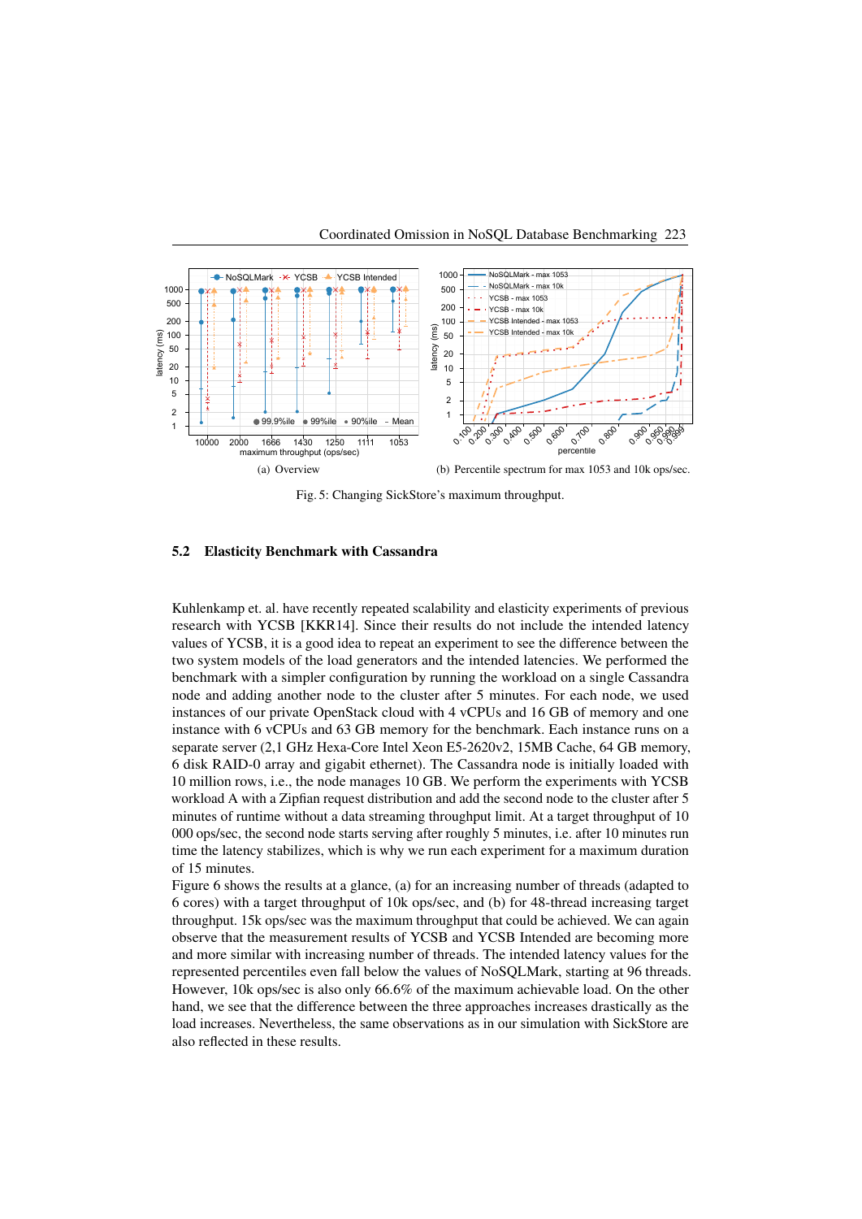(a) Overview

(b) Percentile spectrum for max 1053 and 10k ops/sec.

Fig. 5: Changing SickStore's maximum throughput.

### 5.2 Elasticity Benchmark with Cassandra

Kuhlenkamp et. al. have recently repeated scalability and elasticity experiments of previous research with YCSB [KKR14]. Since their results do not include the intended latency values of YCSB, it is a good idea to repeat an experiment to see the difference between the two system models of the load generators and the intended latencies. We performed the benchmark with a simpler configuration by running the workload on a single Cassandra node and adding another node to the cluster after 5 minutes. For each node, we used instances of our private OpenStack cloud with 4 vCPUs and 16 GB of memory and one instance with 6 vCPUs and 63 GB memory for the benchmark. Each instance runs on a separate server (2,1 GHz Hexa-Core Intel Xeon E5-2620v2, 15MB Cache, 64 GB memory, 6 disk RAID-0 array and gigabit ethernet). The Cassandra node is initially loaded with 10 million rows, i.e., the node manages 10 GB. We perform the experiments with YCSB workload A with a Zipfian request distribution and add the second node to the cluster after 5 minutes of runtime without a data streaming throughput limit. At a target throughput of 10 000 ops/sec, the second node starts serving after roughly 5 minutes, i.e. after 10 minutes run time the latency stabilizes, which is why we run each experiment for a maximum duration of 15 minutes.

Figure 6 shows the results at a glance, (a) for an increasing number of threads (adapted to 6 cores) with a target throughput of 10k ops/sec, and (b) for 48-thread increasing target throughput. 15k ops/sec was the maximum throughput that could be achieved. We can again observe that the measurement results of YCSB and YCSB Intended are becoming more and more similar with increasing number of threads. The intended latency values for the represented percentiles even fall below the values of NoSQLMark, starting at 96 threads. However, 10k ops/sec is also only 66.6% of the maximum achievable load. On the other hand, we see that the difference between the three approaches increases drastically as the load increases. Nevertheless, the same observations as in our simulation with SickStore are also reflected in these results.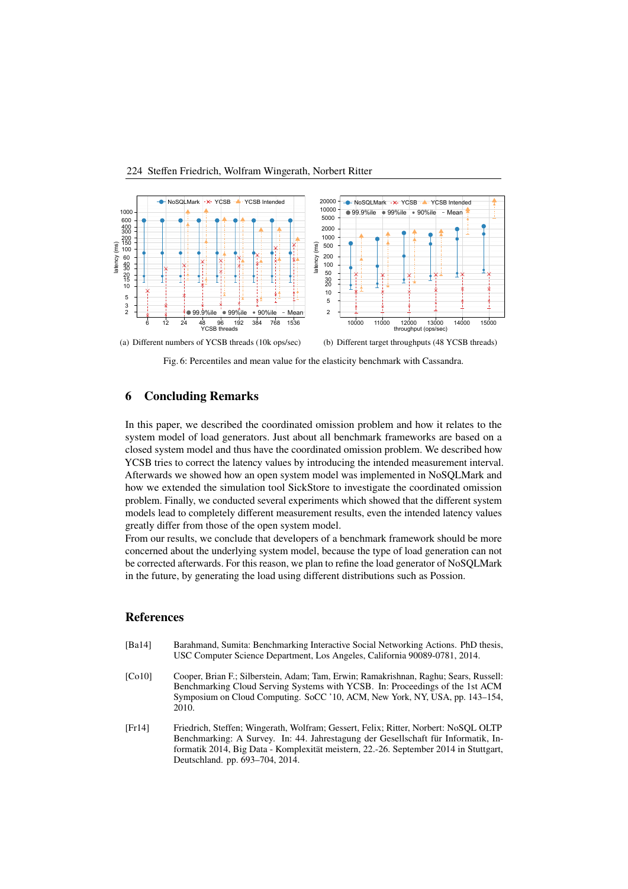(a) Different numbers of YCSB threads (10k ops/sec)

(b) Different target throughputs (48 YCSB threads)

Fig. 6: Percentiles and mean value for the elasticity benchmark with Cassandra.

## 6 Concluding Remarks

In this paper, we described the coordinated omission problem and how it relates to the system model of load generators. Just about all benchmark frameworks are based on a closed system model and thus have the coordinated omission problem. We described how YCSB tries to correct the latency values by introducing the intended measurement interval. Afterwards we showed how an open system model was implemented in NoSQLMark and how we extended the simulation tool SickStore to investigate the coordinated omission problem. Finally, we conducted several experiments which showed that the different system models lead to completely different measurement results, even the intended latency values greatly differ from those of the open system model.

From our results, we conclude that developers of a benchmark framework should be more concerned about the underlying system model, because the type of load generation can not be corrected afterwards. For this reason, we plan to refine the load generator of NoSQLMark in the future, by generating the load using different distributions such as Possion.

## References

[Ba14] Barahmand, Sumita: Benchmarking Interactive Social Networking Actions. PhD thesis, USC Computer Science Department, Los Angeles, California 90089-0781, 2014.

[Co10] Cooper, Brian F.; Silberstein, Adam; Tam, Erwin; Ramakrishnan, Raghu; Sears, Russell: Benchmarking Cloud Serving Systems with YCSB. In: Proceedings of the 1st ACM Symposium on Cloud Computing. SoCC '10, ACM, New York, NY, USA, pp. 143–154, 2010.

[Fr14] Friedrich, Steffen; Wingerath, Wolfram; Gessert, Felix; Ritter, Norbert: NoSQL OLTP Benchmarking: A Survey. In: 44. Jahrestagung der Gesellschaft für Informatik, Informatik 2014, Big Data - Komplexität meistern, 22.-26. September 2014 in Stuttgart, Deutschland. pp. 693–704, 2014.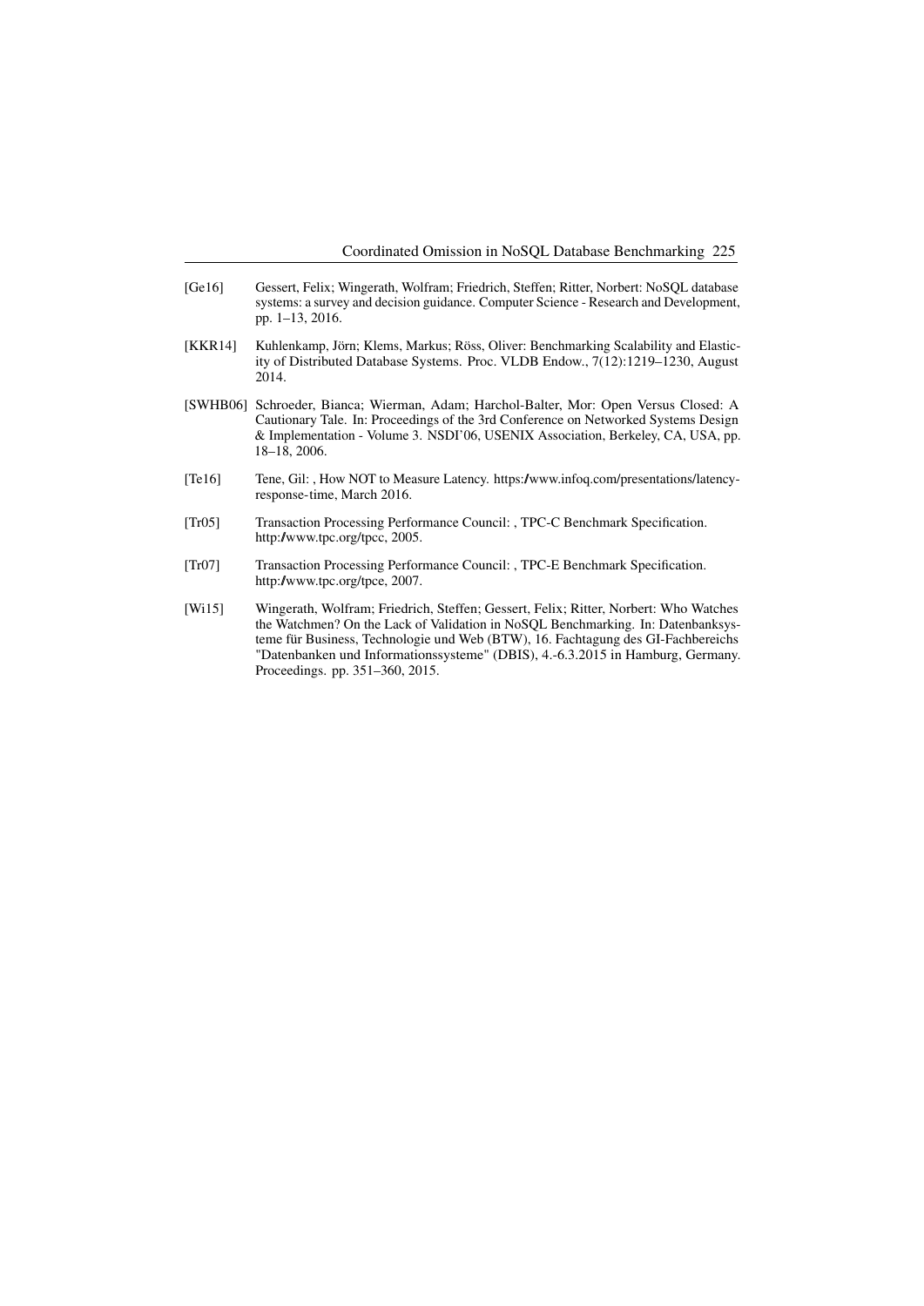[Ge16] Gessert, Felix; Wingerath, Wolfram; Friedrich, Steffen; Ritter, Norbert: NoSQL database systems: a survey and decision guidance. Computer Science - Research and Development, pp. 1–13, 2016.

[KKR14] Kuhlenkamp, Jörn; Klems, Markus; Röss, Oliver: Benchmarking Scalability and Elasticity of Distributed Database Systems. Proc. VLDB Endow., 7(12):1219–1230, August 2014.

[SWHB06] Schroeder, Bianca; Wierman, Adam; Harchol-Balter, Mor: Open Versus Closed: A Cautionary Tale. In: Proceedings of the 3rd Conference on Networked Systems Design & Implementation - Volume 3. NSDI'06, USENIX Association, Berkeley, CA, USA, pp. 18–18, 2006.

[Te16] Tene, Gil: , How NOT to Measure Latency. https://www.infoq.com/presentations/latency-response-time, March 2016.

[Tr05] Transaction Processing Performance Council: , TPC-C Benchmark Specification. http://www.tpc.org/tpcc, 2005.

[Tr07] Transaction Processing Performance Council: , TPC-E Benchmark Specification. http://www.tpc.org/tpce, 2007.

[Wi15] Wingerath, Wolfram; Friedrich, Steffen; Gessert, Felix; Ritter, Norbert: Who Watches the Watchmen? On the Lack of Validation in NoSQL Benchmarking. In: Datenbanksysteme für Business, Technologie und Web (BTW), 16. Fachtagung des GI-Fachbereichs "Datenbanken und Informationssysteme" (DBIS), 4.-6.3.2015 in Hamburg, Germany. Proceedings. pp. 351–360, 2015.